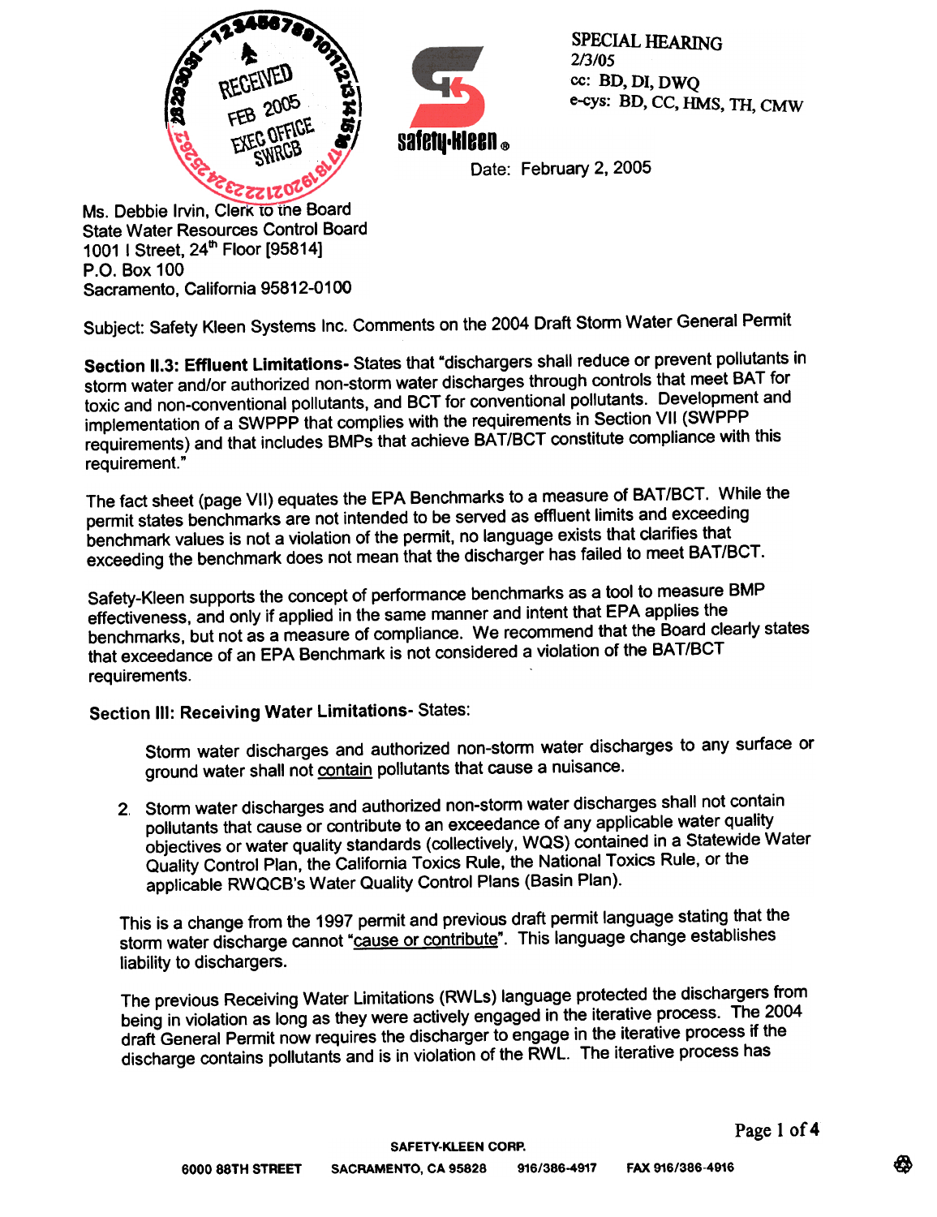RECEIVED
FEB 2005
EXEC OFFICE
SWRCB

Safety-Kleen®

SPECIAL HEARING
2/3/05
cc: BD, DI, DWQ
e-cys: BD, CC, HMS, TH, CMW

Date: February 2, 2005

Ms. Debbie Irvin, Clerk to the Board
State Water Resources Control Board
1001 I Street, 24th Floor [95814]
P.O. Box 100
Sacramento, California 95812-0100

Subject: Safety Kleen Systems Inc. Comments on the 2004 Draft Storm Water General Permit

**Section II.3: Effluent Limitations-** States that "dischargers shall reduce or prevent pollutants in storm water and/or authorized non-storm water discharges through controls that meet BAT for toxic and non-conventional pollutants, and BCT for conventional pollutants. Development and implementation of a SWPPP that complies with the requirements in Section VII (SWPPP requirements) and that includes BMPs that achieve BAT/BCT constitute compliance with this requirement."

The fact sheet (page VII) equates the EPA Benchmarks to a measure of BAT/BCT. While the permit states benchmarks are not intended to be served as effluent limits and exceeding benchmark values is not a violation of the permit, no language exists that clarifies that exceeding the benchmark does not mean that the discharger has failed to meet BAT/BCT.

Safety-Kleen supports the concept of performance benchmarks as a tool to measure BMP effectiveness, and only if applied in the same manner and intent that EPA applies the benchmarks, but not as a measure of compliance. We recommend that the Board clearly states that exceedance of an EPA Benchmark is not considered a violation of the BAT/BCT requirements.

**Section III: Receiving Water Limitations-** States:

> Storm water discharges and authorized non-storm water discharges to any surface or ground water shall not contain pollutants that cause a nuisance.
>
> 2. Storm water discharges and authorized non-storm water discharges shall not contain pollutants that cause or contribute to an exceedance of any applicable water quality objectives or water quality standards (collectively, WQS) contained in a Statewide Water Quality Control Plan, the California Toxics Rule, the National Toxics Rule, or the applicable RWQCB's Water Quality Control Plans (Basin Plan).

This is a change from the 1997 permit and previous draft permit language stating that the storm water discharge cannot "cause or contribute". This language change establishes liability to dischargers.

The previous Receiving Water Limitations (RWLs) language protected the dischargers from being in violation as long as they were actively engaged in the iterative process. The 2004 draft General Permit now requires the discharger to engage in the iterative process if the discharge contains pollutants and is in violation of the RWL. The iterative process has

SAFETY-KLEEN CORP.
6000 88TH STREET SACRAMENTO, CA 95828 916/386-4917 FAX 916/386-4916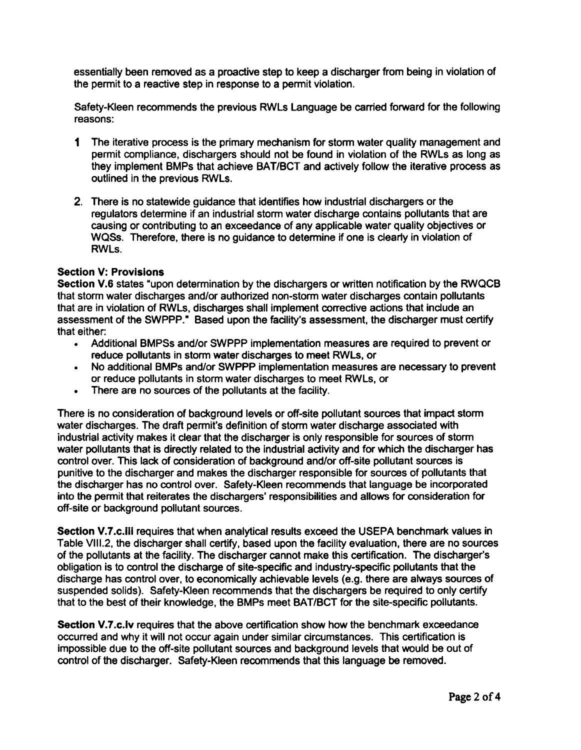essentially been removed as a proactive step to keep a discharger from being in violation of the permit to a reactive step in response to a permit violation.

Safety-Kleen recommends the previous RWLs Language be carried forward for the following reasons:

1. The iterative process is the primary mechanism for storm water quality management and permit compliance, dischargers should not be found in violation of the RWLs as long as they implement BMPs that achieve BAT/BCT and actively follow the iterative process as outlined in the previous RWLs.

2. There is no statewide guidance that identifies how industrial dischargers or the regulators determine if an industrial storm water discharge contains pollutants that are causing or contributing to an exceedance of any applicable water quality objectives or WQSs. Therefore, there is no guidance to determine if one is clearly in violation of RWLs.

**Section V: Provisions**

**Section V.6** states "upon determination by the dischargers or written notification by the RWQCB that storm water discharges and/or authorized non-storm water discharges contain pollutants that are in violation of RWLs, discharges shall implement corrective actions that include an assessment of the SWPPP." Based upon the facility's assessment, the discharger must certify that either:

- Additional BMPSs and/or SWPPP implementation measures are required to prevent or reduce pollutants in storm water discharges to meet RWLs, or
- No additional BMPs and/or SWPPP implementation measures are necessary to prevent or reduce pollutants in storm water discharges to meet RWLs, or
- There are no sources of the pollutants at the facility.

There is no consideration of background levels or off-site pollutant sources that impact storm water discharges. The draft permit's definition of storm water discharge associated with industrial activity makes it clear that the discharger is only responsible for sources of storm water pollutants that is directly related to the industrial activity and for which the discharger has control over. This lack of consideration of background and/or off-site pollutant sources is punitive to the discharger and makes the discharger responsible for sources of pollutants that the discharger has no control over. Safety-Kleen recommends that language be incorporated into the permit that reiterates the dischargers' responsibilities and allows for consideration for off-site or background pollutant sources.

**Section V.7.c.iii** requires that when analytical results exceed the USEPA benchmark values in Table VIII.2, the discharger shall certify, based upon the facility evaluation, there are no sources of the pollutants at the facility. The discharger cannot make this certification. The discharger's obligation is to control the discharge of site-specific and industry-specific pollutants that the discharge has control over, to economically achievable levels (e.g. there are always sources of suspended solids). Safety-Kleen recommends that the dischargers be required to only certify that to the best of their knowledge, the BMPs meet BAT/BCT for the site-specific pollutants.

**Section V.7.c.iv** requires that the above certification show how the benchmark exceedance occurred and why it will not occur again under similar circumstances. This certification is impossible due to the off-site pollutant sources and background levels that would be out of control of the discharger. Safety-Kleen recommends that this language be removed.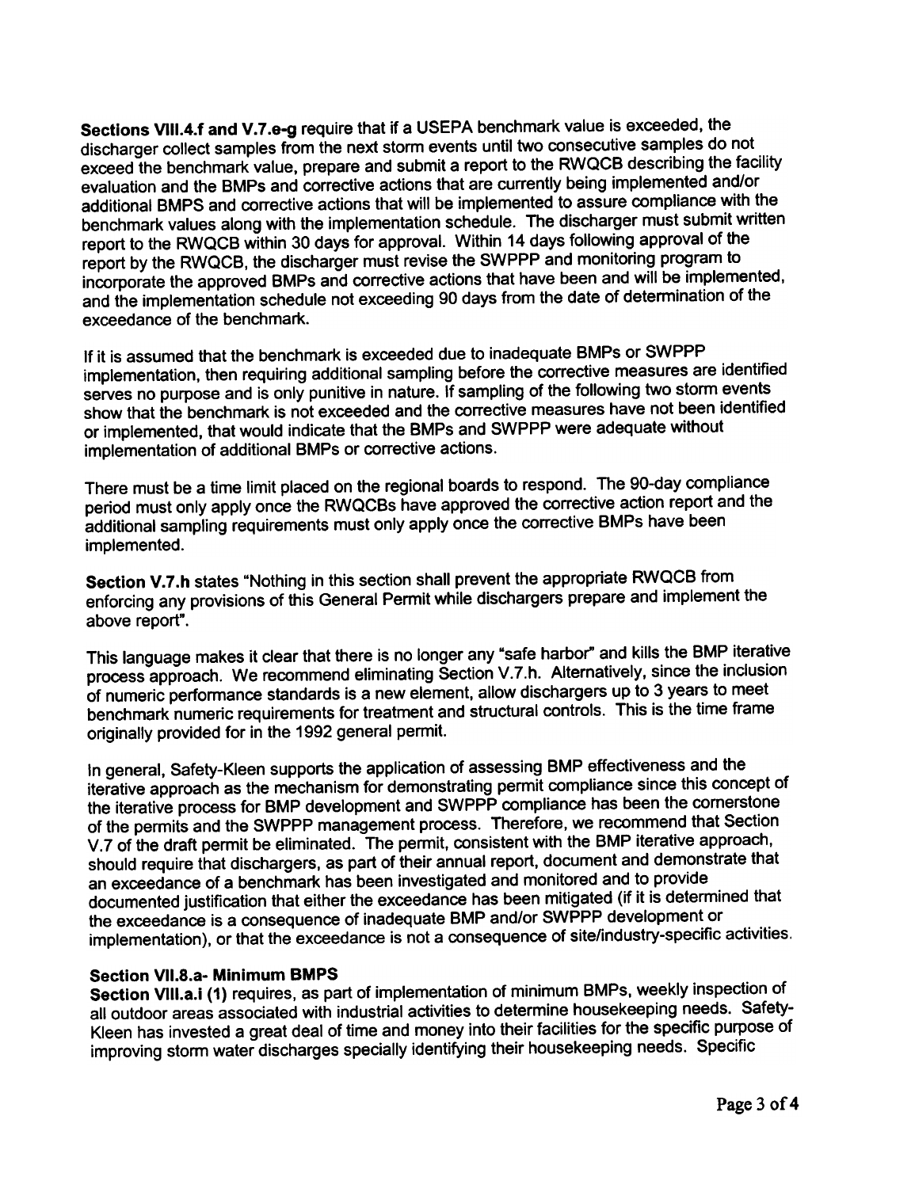**Sections VIII.4.f and V.7.e-g** require that if a USEPA benchmark value is exceeded, the discharger collect samples from the next storm events until two consecutive samples do not exceed the benchmark value, prepare and submit a report to the RWQCB describing the facility evaluation and the BMPs and corrective actions that are currently being implemented and/or additional BMPS and corrective actions that will be implemented to assure compliance with the benchmark values along with the implementation schedule. The discharger must submit written report to the RWQCB within 30 days for approval. Within 14 days following approval of the report by the RWQCB, the discharger must revise the SWPPP and monitoring program to incorporate the approved BMPs and corrective actions that have been and will be implemented, and the implementation schedule not exceeding 90 days from the date of determination of the exceedance of the benchmark.

If it is assumed that the benchmark is exceeded due to inadequate BMPs or SWPPP implementation, then requiring additional sampling before the corrective measures are identified serves no purpose and is only punitive in nature. If sampling of the following two storm events show that the benchmark is not exceeded and the corrective measures have not been identified or implemented, that would indicate that the BMPs and SWPPP were adequate without implementation of additional BMPs or corrective actions.

There must be a time limit placed on the regional boards to respond. The 90-day compliance period must only apply once the RWQCBs have approved the corrective action report and the additional sampling requirements must only apply once the corrective BMPs have been implemented.

**Section V.7.h** states "Nothing in this section shall prevent the appropriate RWQCB from enforcing any provisions of this General Permit while dischargers prepare and implement the above report".

This language makes it clear that there is no longer any "safe harbor" and kills the BMP iterative process approach. We recommend eliminating Section V.7.h. Alternatively, since the inclusion of numeric performance standards is a new element, allow dischargers up to 3 years to meet benchmark numeric requirements for treatment and structural controls. This is the time frame originally provided for in the 1992 general permit.

In general, Safety-Kleen supports the application of assessing BMP effectiveness and the iterative approach as the mechanism for demonstrating permit compliance since this concept of the iterative process for BMP development and SWPPP compliance has been the cornerstone of the permits and the SWPPP management process. Therefore, we recommend that Section V.7 of the draft permit be eliminated. The permit, consistent with the BMP iterative approach, should require that dischargers, as part of their annual report, document and demonstrate that an exceedance of a benchmark has been investigated and monitored and to provide documented justification that either the exceedance has been mitigated (if it is determined that the exceedance is a consequence of inadequate BMP and/or SWPPP development or implementation), or that the exceedance is not a consequence of site/industry-specific activities.

**Section VII.8.a- Minimum BMPS**

**Section VIII.a.i (1)** requires, as part of implementation of minimum BMPs, weekly inspection of all outdoor areas associated with industrial activities to determine housekeeping needs. Safety-Kleen has invested a great deal of time and money into their facilities for the specific purpose of improving storm water discharges specially identifying their housekeeping needs. Specific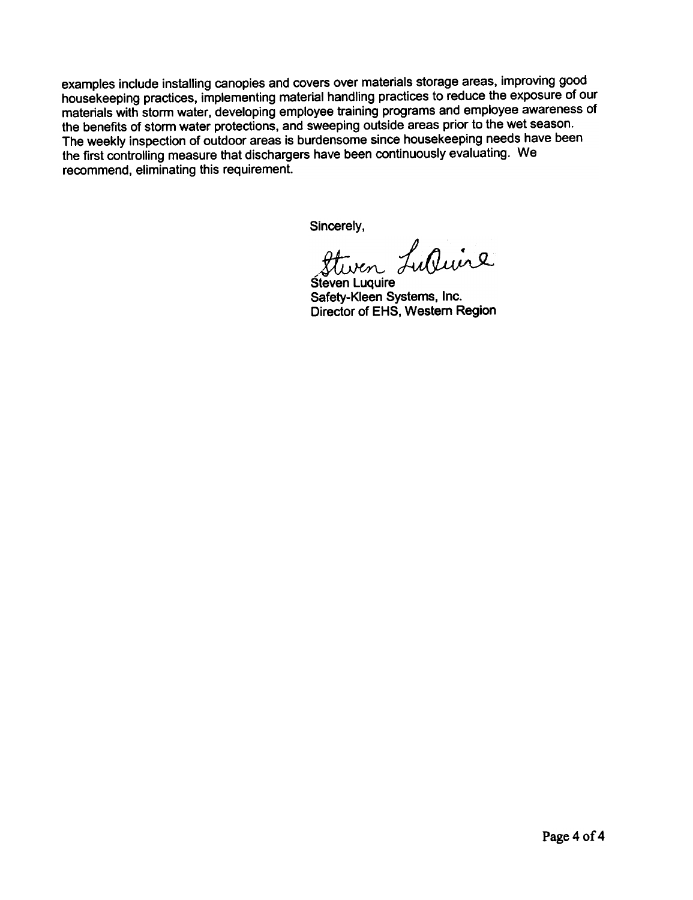examples include installing canopies and covers over materials storage areas, improving good housekeeping practices, implementing material handling practices to reduce the exposure of our materials with storm water, developing employee training programs and employee awareness of the benefits of storm water protections, and sweeping outside areas prior to the wet season. The weekly inspection of outdoor areas is burdensome since housekeeping needs have been the first controlling measure that dischargers have been continuously evaluating. We recommend, eliminating this requirement.

Sincerely,

Steven Luquire
Safety-Kleen Systems, Inc.
Director of EHS, Western Region